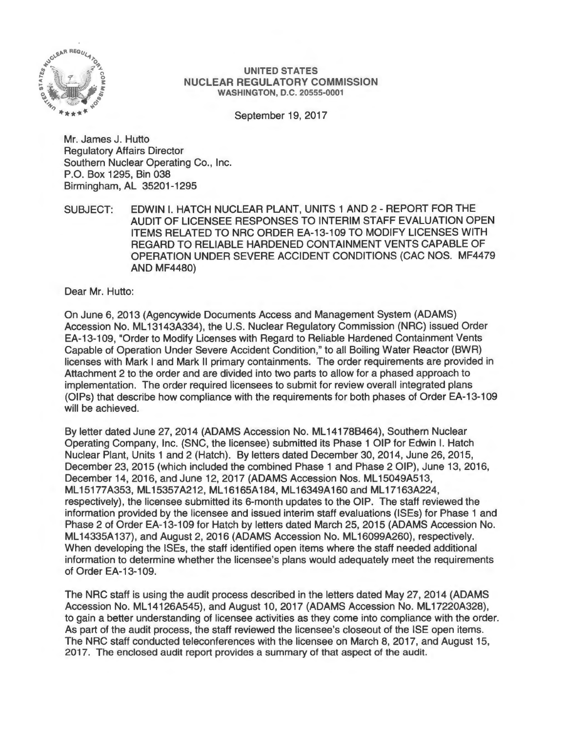**UNITED STATES**
**NUCLEAR REGULATORY COMMISSION**
**WASHINGTON, D.C. 20555-0001**

September 19, 2017

Mr. James J. Hutto
Regulatory Affairs Director
Southern Nuclear Operating Co., Inc.
P.O. Box 1295, Bin 038
Birmingham, AL 35201-1295

SUBJECT: EDWIN I. HATCH NUCLEAR PLANT, UNITS 1 AND 2 - REPORT FOR THE AUDIT OF LICENSEE RESPONSES TO INTERIM STAFF EVALUATION OPEN ITEMS RELATED TO NRC ORDER EA-13-109 TO MODIFY LICENSES WITH REGARD TO RELIABLE HARDENED CONTAINMENT VENTS CAPABLE OF OPERATION UNDER SEVERE ACCIDENT CONDITIONS (CAC NOS. MF4479 AND MF4480)

Dear Mr. Hutto:

On June 6, 2013 (Agencywide Documents Access and Management System (ADAMS) Accession No. ML13143A334), the U.S. Nuclear Regulatory Commission (NRC) issued Order EA-13-109, "Order to Modify Licenses with Regard to Reliable Hardened Containment Vents Capable of Operation Under Severe Accident Condition," to all Boiling Water Reactor (BWR) licenses with Mark I and Mark II primary containments. The order requirements are provided in Attachment 2 to the order and are divided into two parts to allow for a phased approach to implementation. The order required licensees to submit for review overall integrated plans (OIPs) that describe how compliance with the requirements for both phases of Order EA-13-109 will be achieved.

By letter dated June 27, 2014 (ADAMS Accession No. ML14178B464), Southern Nuclear Operating Company, Inc. (SNC, the licensee) submitted its Phase 1 OIP for Edwin I. Hatch Nuclear Plant, Units 1 and 2 (Hatch). By letters dated December 30, 2014, June 26, 2015, December 23, 2015 (which included the combined Phase 1 and Phase 2 OIP), June 13, 2016, December 14, 2016, and June 12, 2017 (ADAMS Accession Nos. ML15049A513, ML15177A353, ML15357A212, ML16165A184, ML16349A160 and ML17163A224, respectively), the licensee submitted its 6-month updates to the OIP. The staff reviewed the information provided by the licensee and issued interim staff evaluations (ISEs) for Phase 1 and Phase 2 of Order EA-13-109 for Hatch by letters dated March 25, 2015 (ADAMS Accession No. ML14335A137), and August 2, 2016 (ADAMS Accession No. ML16099A260), respectively. When developing the ISEs, the staff identified open items where the staff needed additional information to determine whether the licensee's plans would adequately meet the requirements of Order EA-13-109.

The NRC staff is using the audit process described in the letters dated May 27, 2014 (ADAMS Accession No. ML14126A545), and August 10, 2017 (ADAMS Accession No. ML17220A328), to gain a better understanding of licensee activities as they come into compliance with the order. As part of the audit process, the staff reviewed the licensee's closeout of the ISE open items. The NRC staff conducted teleconferences with the licensee on March 8, 2017, and August 15, 2017. The enclosed audit report provides a summary of that aspect of the audit.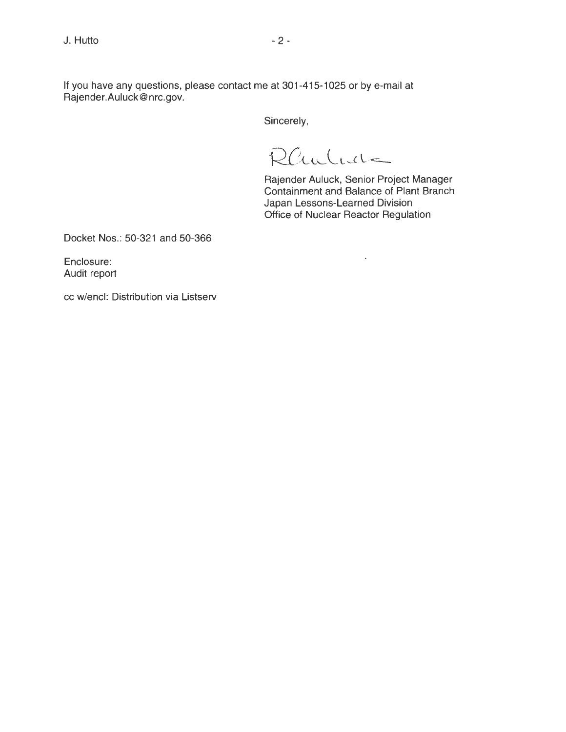If you have any questions, please contact me at 301-415-1025 or by e-mail at Rajender.Auluck@nrc.gov.

Sincerely,

Rajender Auluck, Senior Project Manager
Containment and Balance of Plant Branch
Japan Lessons-Learned Division
Office of Nuclear Reactor Regulation

Docket Nos.: 50-321 and 50-366

Enclosure:
Audit report

cc w/encl: Distribution via Listserv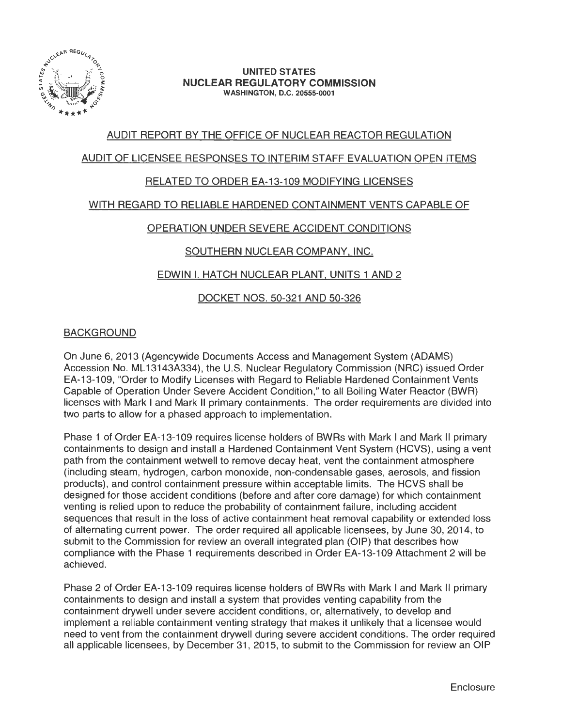UNITED STATES
NUCLEAR REGULATORY COMMISSION
WASHINGTON, D.C. 20555-0001

# AUDIT REPORT BY THE OFFICE OF NUCLEAR REACTOR REGULATION

## AUDIT OF LICENSEE RESPONSES TO INTERIM STAFF EVALUATION OPEN ITEMS

## RELATED TO ORDER EA-13-109 MODIFYING LICENSES

## WITH REGARD TO RELIABLE HARDENED CONTAINMENT VENTS CAPABLE OF

## OPERATION UNDER SEVERE ACCIDENT CONDITIONS

## SOUTHERN NUCLEAR COMPANY, INC.

## EDWIN I. HATCH NUCLEAR PLANT, UNITS 1 AND 2

## DOCKET NOS. 50-321 AND 50-326

## BACKGROUND

On June 6, 2013 (Agencywide Documents Access and Management System (ADAMS) Accession No. ML13143A334), the U.S. Nuclear Regulatory Commission (NRC) issued Order EA-13-109, "Order to Modify Licenses with Regard to Reliable Hardened Containment Vents Capable of Operation Under Severe Accident Condition," to all Boiling Water Reactor (BWR) licenses with Mark I and Mark II primary containments. The order requirements are divided into two parts to allow for a phased approach to implementation.

Phase 1 of Order EA-13-109 requires license holders of BWRs with Mark I and Mark II primary containments to design and install a Hardened Containment Vent System (HCVS), using a vent path from the containment wetwell to remove decay heat, vent the containment atmosphere (including steam, hydrogen, carbon monoxide, non-condensable gases, aerosols, and fission products), and control containment pressure within acceptable limits. The HCVS shall be designed for those accident conditions (before and after core damage) for which containment venting is relied upon to reduce the probability of containment failure, including accident sequences that result in the loss of active containment heat removal capability or extended loss of alternating current power. The order required all applicable licensees, by June 30, 2014, to submit to the Commission for review an overall integrated plan (OIP) that describes how compliance with the Phase 1 requirements described in Order EA-13-109 Attachment 2 will be achieved.

Phase 2 of Order EA-13-109 requires license holders of BWRs with Mark I and Mark II primary containments to design and install a system that provides venting capability from the containment drywell under severe accident conditions, or, alternatively, to develop and implement a reliable containment venting strategy that makes it unlikely that a licensee would need to vent from the containment drywell during severe accident conditions. The order required all applicable licensees, by December 31, 2015, to submit to the Commission for review an OIP

Enclosure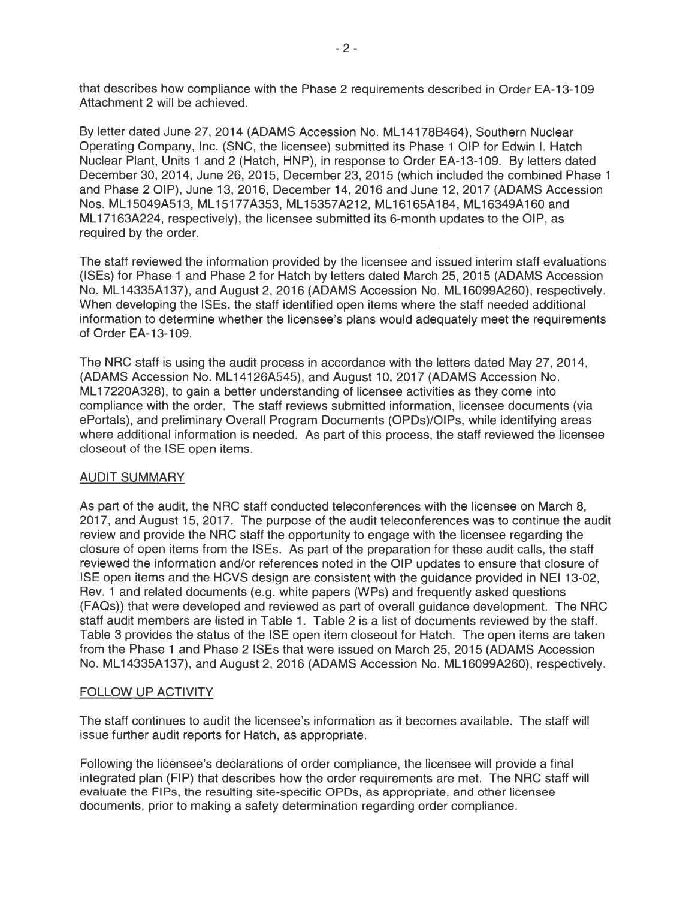that describes how compliance with the Phase 2 requirements described in Order EA-13-109 Attachment 2 will be achieved.

By letter dated June 27, 2014 (ADAMS Accession No. ML14178B464), Southern Nuclear Operating Company, Inc. (SNC, the licensee) submitted its Phase 1 OIP for Edwin I. Hatch Nuclear Plant, Units 1 and 2 (Hatch, HNP), in response to Order EA-13-109. By letters dated December 30, 2014, June 26, 2015, December 23, 2015 (which included the combined Phase 1 and Phase 2 OIP), June 13, 2016, December 14, 2016 and June 12, 2017 (ADAMS Accession Nos. ML15049A513, ML15177A353, ML15357A212, ML16165A184, ML16349A160 and ML17163A224, respectively), the licensee submitted its 6-month updates to the OIP, as required by the order.

The staff reviewed the information provided by the licensee and issued interim staff evaluations (ISEs) for Phase 1 and Phase 2 for Hatch by letters dated March 25, 2015 (ADAMS Accession No. ML14335A137), and August 2, 2016 (ADAMS Accession No. ML16099A260), respectively. When developing the ISEs, the staff identified open items where the staff needed additional information to determine whether the licensee's plans would adequately meet the requirements of Order EA-13-109.

The NRC staff is using the audit process in accordance with the letters dated May 27, 2014, (ADAMS Accession No. ML14126A545), and August 10, 2017 (ADAMS Accession No. ML17220A328), to gain a better understanding of licensee activities as they come into compliance with the order. The staff reviews submitted information, licensee documents (via ePortals), and preliminary Overall Program Documents (OPDs)/OIPs, while identifying areas where additional information is needed. As part of this process, the staff reviewed the licensee closeout of the ISE open items.

## AUDIT SUMMARY

As part of the audit, the NRC staff conducted teleconferences with the licensee on March 8, 2017, and August 15, 2017. The purpose of the audit teleconferences was to continue the audit review and provide the NRC staff the opportunity to engage with the licensee regarding the closure of open items from the ISEs. As part of the preparation for these audit calls, the staff reviewed the information and/or references noted in the OIP updates to ensure that closure of ISE open items and the HCVS design are consistent with the guidance provided in NEI 13-02, Rev. 1 and related documents (e.g. white papers (WPs) and frequently asked questions (FAQs)) that were developed and reviewed as part of overall guidance development. The NRC staff audit members are listed in Table 1. Table 2 is a list of documents reviewed by the staff. Table 3 provides the status of the ISE open item closeout for Hatch. The open items are taken from the Phase 1 and Phase 2 ISEs that were issued on March 25, 2015 (ADAMS Accession No. ML14335A137), and August 2, 2016 (ADAMS Accession No. ML16099A260), respectively.

## FOLLOW UP ACTIVITY

The staff continues to audit the licensee's information as it becomes available. The staff will issue further audit reports for Hatch, as appropriate.

Following the licensee's declarations of order compliance, the licensee will provide a final integrated plan (FIP) that describes how the order requirements are met. The NRC staff will evaluate the FIPs, the resulting site-specific OPDs, as appropriate, and other licensee documents, prior to making a safety determination regarding order compliance.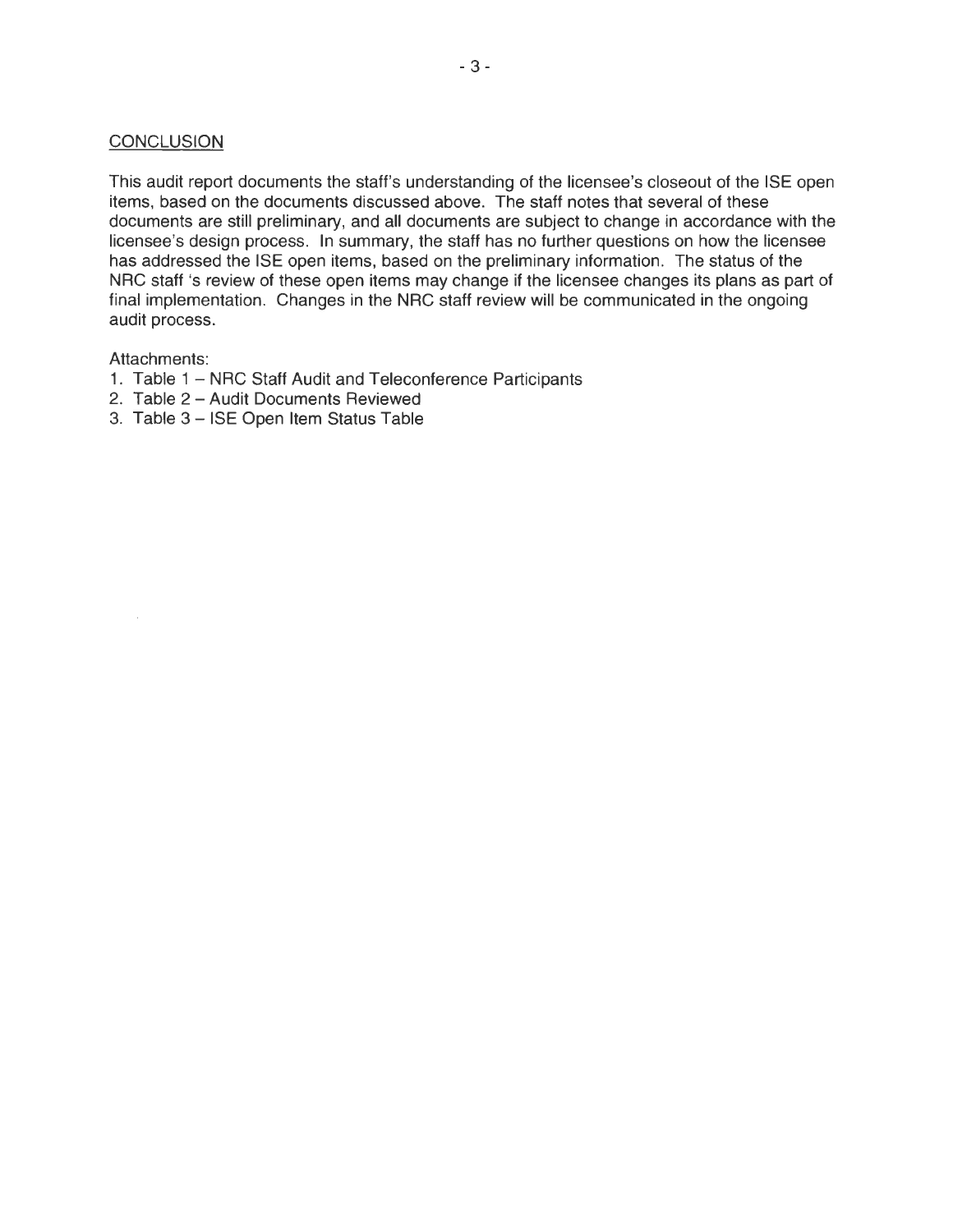## CONCLUSION

This audit report documents the staff's understanding of the licensee's closeout of the ISE open items, based on the documents discussed above. The staff notes that several of these documents are still preliminary, and all documents are subject to change in accordance with the licensee's design process. In summary, the staff has no further questions on how the licensee has addressed the ISE open items, based on the preliminary information. The status of the NRC staff 's review of these open items may change if the licensee changes its plans as part of final implementation. Changes in the NRC staff review will be communicated in the ongoing audit process.

Attachments:

1. Table 1 – NRC Staff Audit and Teleconference Participants
2. Table 2 – Audit Documents Reviewed
3. Table 3 – ISE Open Item Status Table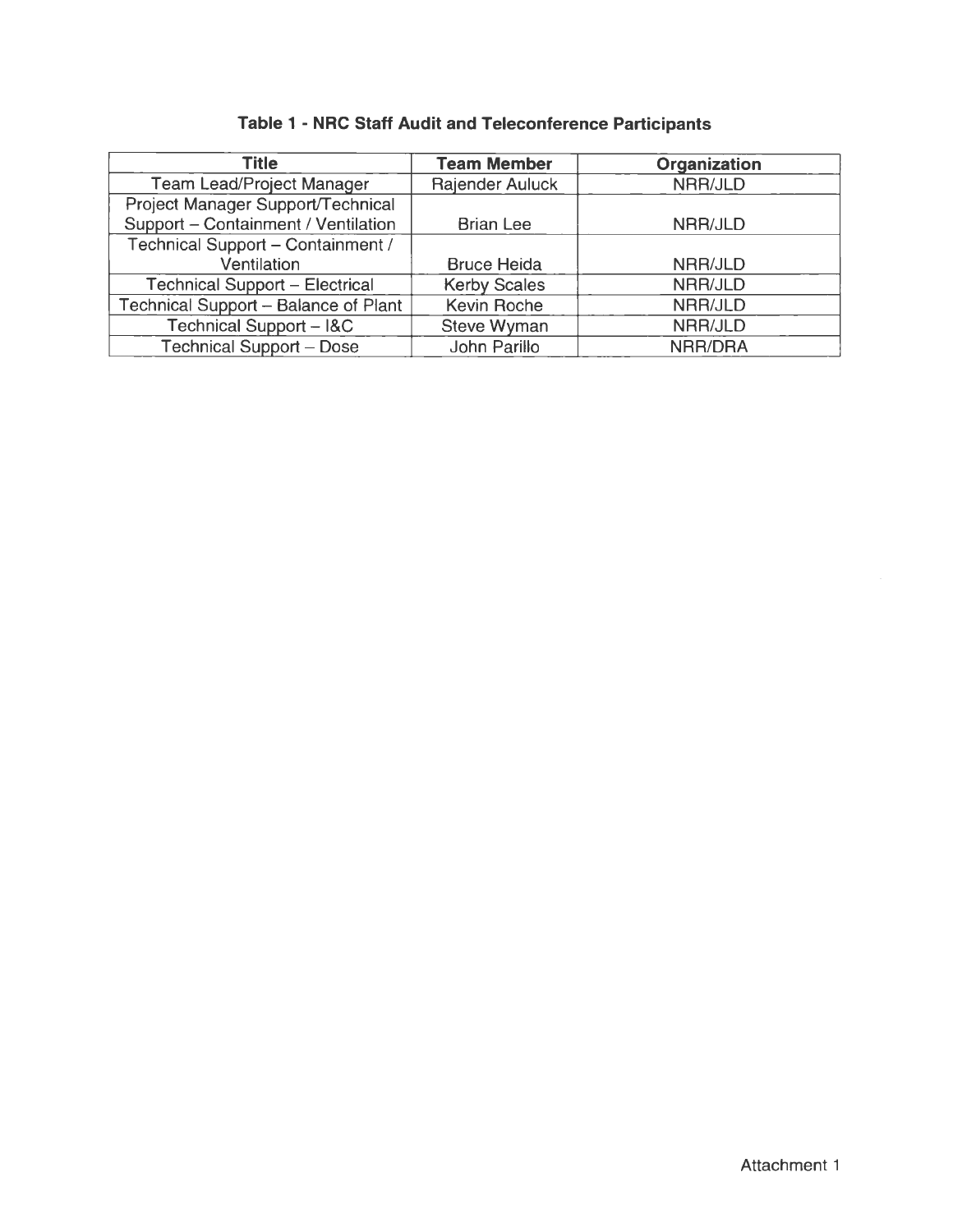**Table 1 - NRC Staff Audit and Teleconference Participants**

| Title | Team Member | Organization |
|---|---|---|
| Team Lead/Project Manager | Rajender Auluck | NRR/JLD |
| Project Manager Support/Technical Support – Containment / Ventilation | Brian Lee | NRR/JLD |
| Technical Support – Containment / Ventilation | Bruce Heida | NRR/JLD |
| Technical Support – Electrical | Kerby Scales | NRR/JLD |
| Technical Support – Balance of Plant | Kevin Roche | NRR/JLD |
| Technical Support – I&C | Steve Wyman | NRR/JLD |
| Technical Support – Dose | John Parillo | NRR/DRA |

Attachment 1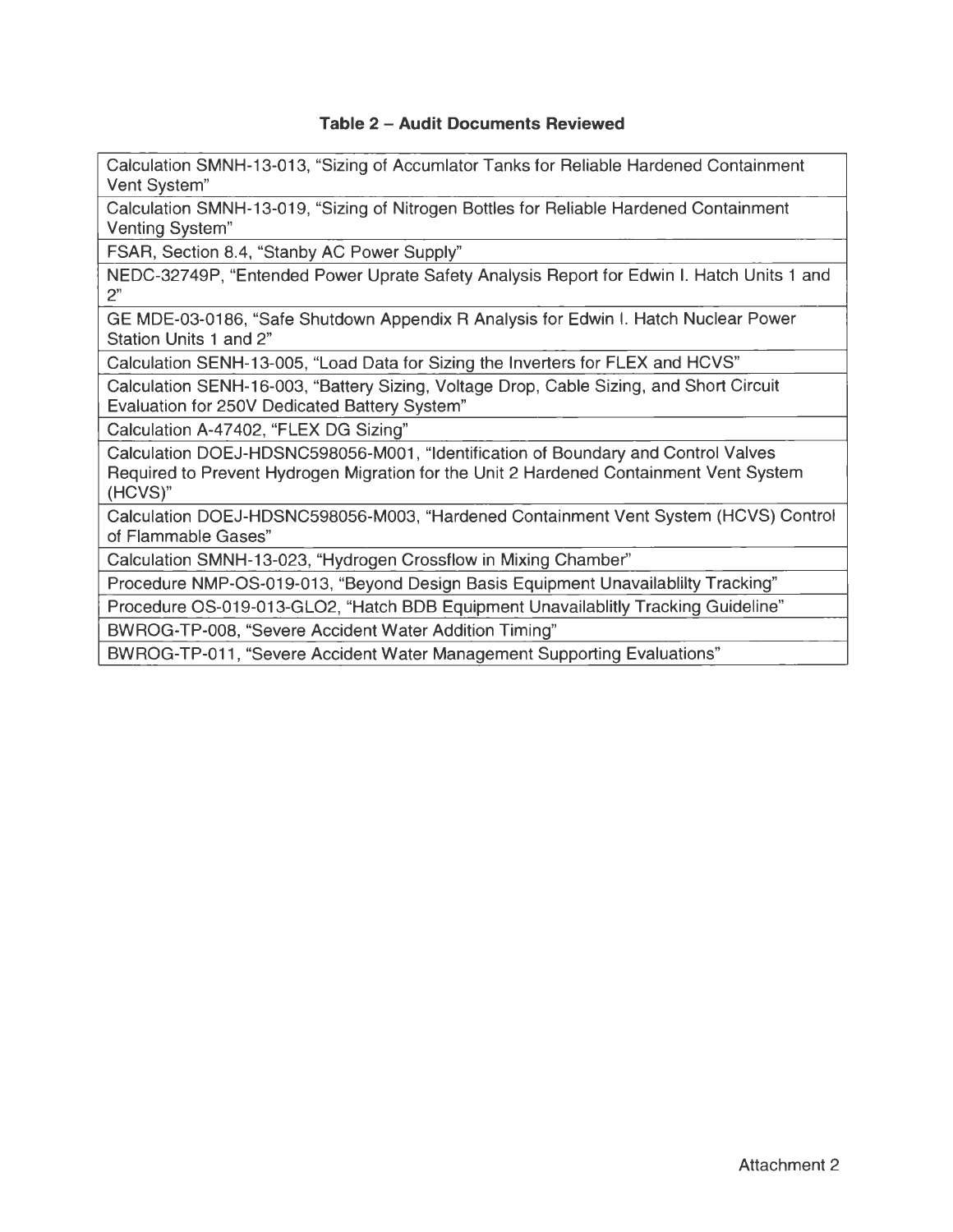**Table 2 – Audit Documents Reviewed**

| |
|---|
| Calculation SMNH-13-013, "Sizing of Accumlator Tanks for Reliable Hardened Containment Vent System" |
| Calculation SMNH-13-019, "Sizing of Nitrogen Bottles for Reliable Hardened Containment Venting System" |
| FSAR, Section 8.4, "Stanby AC Power Supply" |
| NEDC-32749P, "Entended Power Uprate Safety Analysis Report for Edwin I. Hatch Units 1 and 2" |
| GE MDE-03-0186, "Safe Shutdown Appendix R Analysis for Edwin I. Hatch Nuclear Power Station Units 1 and 2" |
| Calculation SENH-13-005, "Load Data for Sizing the Inverters for FLEX and HCVS" |
| Calculation SENH-16-003, "Battery Sizing, Voltage Drop, Cable Sizing, and Short Circuit Evaluation for 250V Dedicated Battery System" |
| Calculation A-47402, "FLEX DG Sizing" |
| Calculation DOEJ-HDSNC598056-M001, "Identification of Boundary and Control Valves Required to Prevent Hydrogen Migration for the Unit 2 Hardened Containment Vent System (HCVS)" |
| Calculation DOEJ-HDSNC598056-M003, "Hardened Containment Vent System (HCVS) Control of Flammable Gases" |
| Calculation SMNH-13-023, "Hydrogen Crossflow in Mixing Chamber" |
| Procedure NMP-OS-019-013, "Beyond Design Basis Equipment Unavailablilty Tracking" |
| Procedure OS-019-013-GLO2, "Hatch BDB Equipment Unavailablitly Tracking Guideline" |
| BWROG-TP-008, "Severe Accident Water Addition Timing" |
| BWROG-TP-011, "Severe Accident Water Management Supporting Evaluations" |

Attachment 2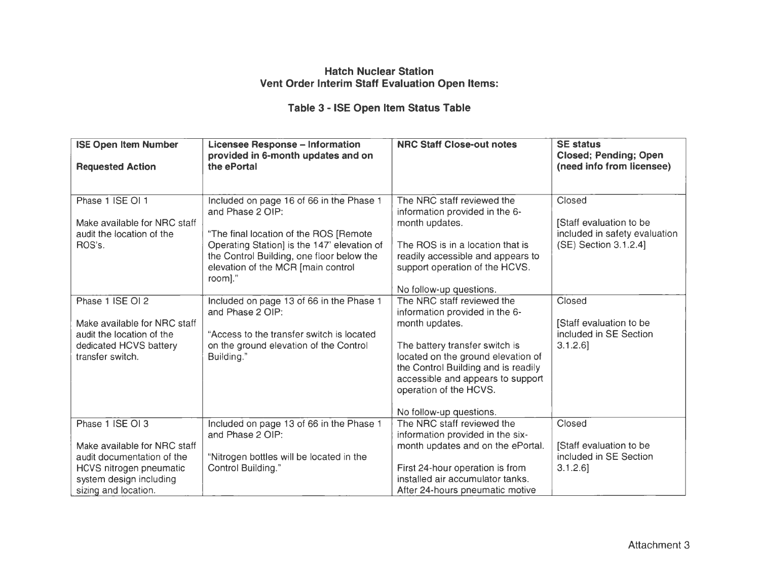# Hatch Nuclear Station
## Vent Order Interim Staff Evaluation Open Items:

### Table 3 - ISE Open Item Status Table

| ISE Open Item Number<br><br>Requested Action | Licensee Response – Information provided in 6-month updates and on the ePortal | NRC Staff Close-out notes | SE status<br>Closed; Pending; Open (need info from licensee) |
|---|---|---|---|
| Phase 1 ISE OI 1<br><br>Make available for NRC staff audit the location of the ROS's. | Included on page 16 of 66 in the Phase 1 and Phase 2 OIP:<br><br>"The final location of the ROS [Remote Operating Station] is the 147' elevation of the Control Building, one floor below the elevation of the MCR [main control room]." | The NRC staff reviewed the information provided in the 6-month updates.<br><br>The ROS is in a location that is readily accessible and appears to support operation of the HCVS.<br><br>No follow-up questions. | Closed<br><br>[Staff evaluation to be included in safety evaluation (SE) Section 3.1.2.4] |
| Phase 1 ISE OI 2<br><br>Make available for NRC staff audit the location of the dedicated HCVS battery transfer switch. | Included on page 13 of 66 in the Phase 1 and Phase 2 OIP:<br><br>"Access to the transfer switch is located on the ground elevation of the Control Building." | The NRC staff reviewed the information provided in the 6-month updates.<br><br>The battery transfer switch is located on the ground elevation of the Control Building and is readily accessible and appears to support operation of the HCVS.<br><br>No follow-up questions. | Closed<br><br>[Staff evaluation to be included in SE Section 3.1.2.6] |
| Phase 1 ISE OI 3<br><br>Make available for NRC staff audit documentation of the HCVS nitrogen pneumatic system design including sizing and location. | Included on page 13 of 66 in the Phase 1 and Phase 2 OIP:<br><br>"Nitrogen bottles will be located in the Control Building." | The NRC staff reviewed the information provided in the six-month updates and on the ePortal.<br><br>First 24-hour operation is from installed air accumulator tanks. After 24-hours pneumatic motive | Closed<br><br>[Staff evaluation to be included in SE Section 3.1.2.6] |

Attachment 3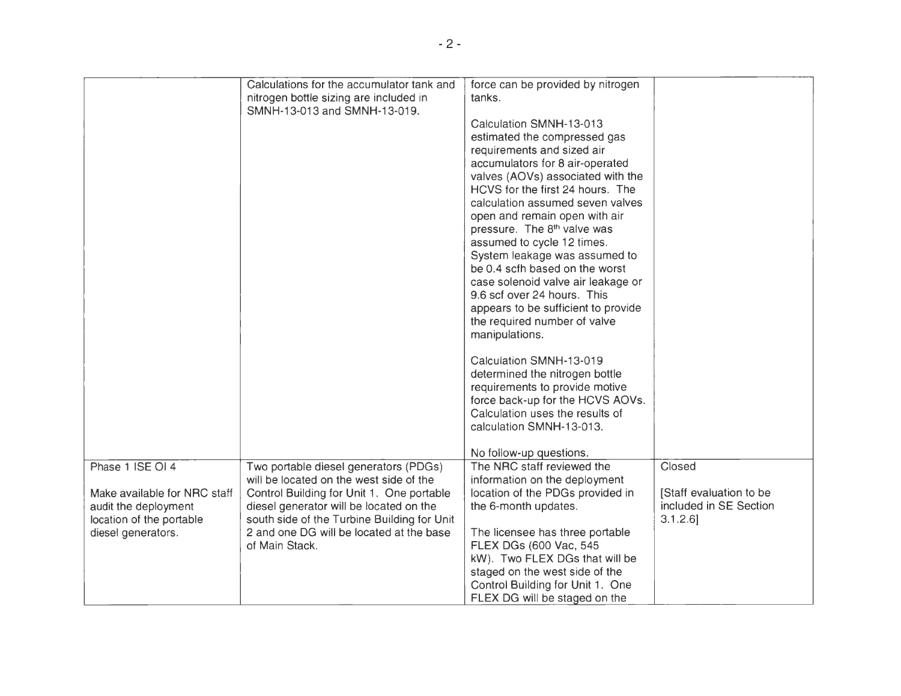| | | | |
|---|---|---|---|
| | Calculations for the accumulator tank and nitrogen bottle sizing are included in SMNH-13-013 and SMNH-13-019. | force can be provided by nitrogen tanks.<br><br>Calculation SMNH-13-013 estimated the compressed gas requirements and sized air accumulators for 8 air-operated valves (AOVs) associated with the HCVS for the first 24 hours. The calculation assumed seven valves open and remain open with air pressure. The 8th valve was assumed to cycle 12 times. System leakage was assumed to be 0.4 scfh based on the worst case solenoid valve air leakage or 9.6 scf over 24 hours. This appears to be sufficient to provide the required number of valve manipulations.<br><br>Calculation SMNH-13-019 determined the nitrogen bottle requirements to provide motive force back-up for the HCVS AOVs. Calculation uses the results of calculation SMNH-13-013.<br><br>No follow-up questions. | |
| Phase 1 ISE OI 4<br><br>Make available for NRC staff audit the deployment location of the portable diesel generators. | Two portable diesel generators (PDGs) will be located on the west side of the Control Building for Unit 1. One portable diesel generator will be located on the south side of the Turbine Building for Unit 2 and one DG will be located at the base of Main Stack. | The NRC staff reviewed the information on the deployment location of the PDGs provided in the 6-month updates.<br><br>The licensee has three portable FLEX DGs (600 Vac, 545 kW). Two FLEX DGs that will be staged on the west side of the Control Building for Unit 1. One FLEX DG will be staged on the | Closed<br><br>[Staff evaluation to be included in SE Section 3.1.2.6] |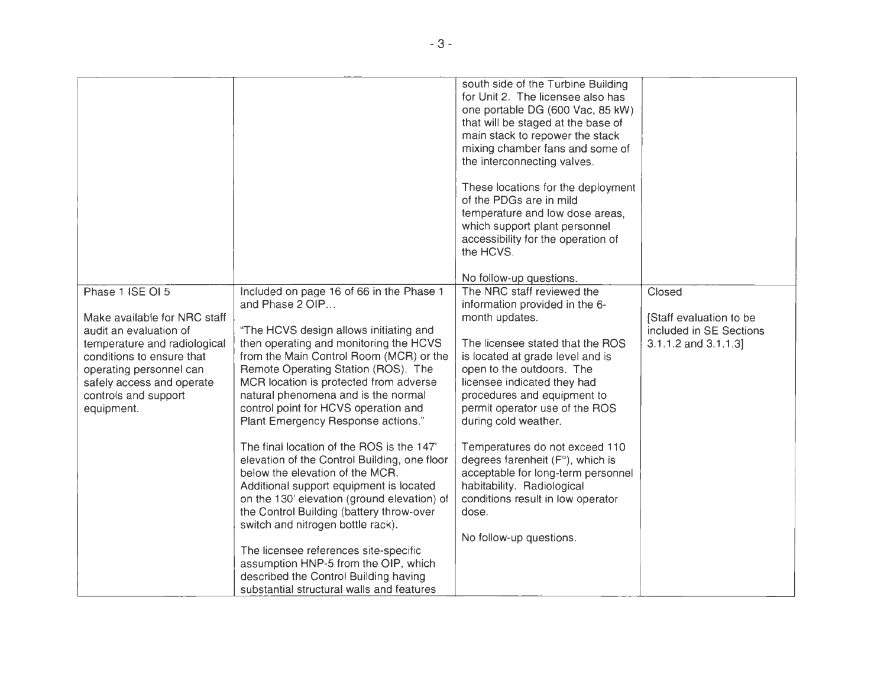| | | | |
|---|---|---|---|
| | | south side of the Turbine Building for Unit 2. The licensee also has one portable DG (600 Vac, 85 kW) that will be staged at the base of main stack to repower the stack mixing chamber fans and some of the interconnecting valves.<br><br>These locations for the deployment of the PDGs are in mild temperature and low dose areas, which support plant personnel accessibility for the operation of the HCVS.<br><br>No follow-up questions. | |
| Phase 1 ISE OI 5<br><br>Make available for NRC staff audit an evaluation of temperature and radiological conditions to ensure that operating personnel can safely access and operate controls and support equipment. | Included on page 16 of 66 in the Phase 1 and Phase 2 OIP…<br><br>"The HCVS design allows initiating and then operating and monitoring the HCVS from the Main Control Room (MCR) or the Remote Operating Station (ROS). The MCR location is protected from adverse natural phenomena and is the normal control point for HCVS operation and Plant Emergency Response actions."<br><br>The final location of the ROS is the 147' elevation of the Control Building, one floor below the elevation of the MCR. Additional support equipment is located on the 130' elevation (ground elevation) of the Control Building (battery throw-over switch and nitrogen bottle rack).<br><br>The licensee references site-specific assumption HNP-5 from the OIP, which described the Control Building having substantial structural walls and features | The NRC staff reviewed the information provided in the 6-month updates.<br><br>The licensee stated that the ROS is located at grade level and is open to the outdoors. The licensee indicated they had procedures and equipment to permit operator use of the ROS during cold weather.<br><br>Temperatures do not exceed 110 degrees farenheit (F°), which is acceptable for long-term personnel habitability. Radiological conditions result in low operator dose.<br><br>No follow-up questions. | Closed<br><br>[Staff evaluation to be included in SE Sections 3.1.1.2 and 3.1.1.3] |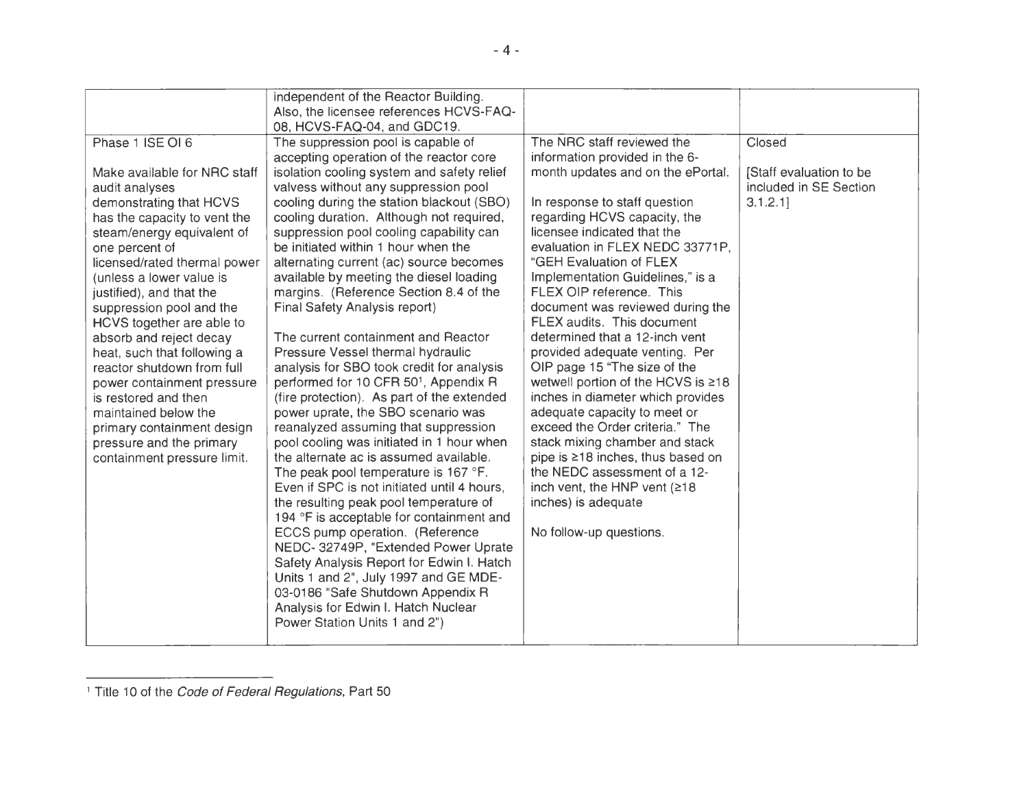| | | | |
|---|---|---|---|
| | independent of the Reactor Building. Also, the licensee references HCVS-FAQ-08, HCVS-FAQ-04, and GDC19. | | |
| Phase 1 ISE OI 6<br><br>Make available for NRC staff audit analyses demonstrating that HCVS has the capacity to vent the steam/energy equivalent of one percent of licensed/rated thermal power (unless a lower value is justified), and that the suppression pool and the HCVS together are able to absorb and reject decay heat, such that following a reactor shutdown from full power containment pressure is restored and then maintained below the primary containment design pressure and the primary containment pressure limit. | The suppression pool is capable of accepting operation of the reactor core isolation cooling system and safety relief valvess without any suppression pool cooling during the station blackout (SBO) cooling duration. Although not required, suppression pool cooling capability can be initiated within 1 hour when the alternating current (ac) source becomes available by meeting the diesel loading margins. (Reference Section 8.4 of the Final Safety Analysis report)<br><br>The current containment and Reactor Pressure Vessel thermal hydraulic analysis for SBO took credit for analysis performed for 10 CFR 50[1], Appendix R (fire protection). As part of the extended power uprate, the SBO scenario was reanalyzed assuming that suppression pool cooling was initiated in 1 hour when the alternate ac is assumed available. The peak pool temperature is 167 °F. Even if SPC is not initiated until 4 hours, the resulting peak pool temperature of 194 °F is acceptable for containment and ECCS pump operation. (Reference NEDC- 32749P, "Extended Power Uprate Safety Analysis Report for Edwin I. Hatch Units 1 and 2", July 1997 and GE MDE-03-0186 "Safe Shutdown Appendix R Analysis for Edwin I. Hatch Nuclear Power Station Units 1 and 2") | The NRC staff reviewed the information provided in the 6-month updates and on the ePortal.<br><br>In response to staff question regarding HCVS capacity, the licensee indicated that the evaluation in FLEX NEDC 33771P, "GEH Evaluation of FLEX Implementation Guidelines," is a FLEX OIP reference. This document was reviewed during the FLEX audits. This document determined that a 12-inch vent provided adequate venting. Per OIP page 15 "The size of the wetwell portion of the HCVS is ≥18 inches in diameter which provides adequate capacity to meet or exceed the Order criteria." The stack mixing chamber and stack pipe is ≥18 inches, thus based on the NEDC assessment of a 12-inch vent, the HNP vent (≥18 inches) is adequate<br><br>No follow-up questions. | Closed<br><br>[Staff evaluation to be included in SE Section 3.1.2.1] |

[1] Title 10 of the *Code of Federal Regulations*, Part 50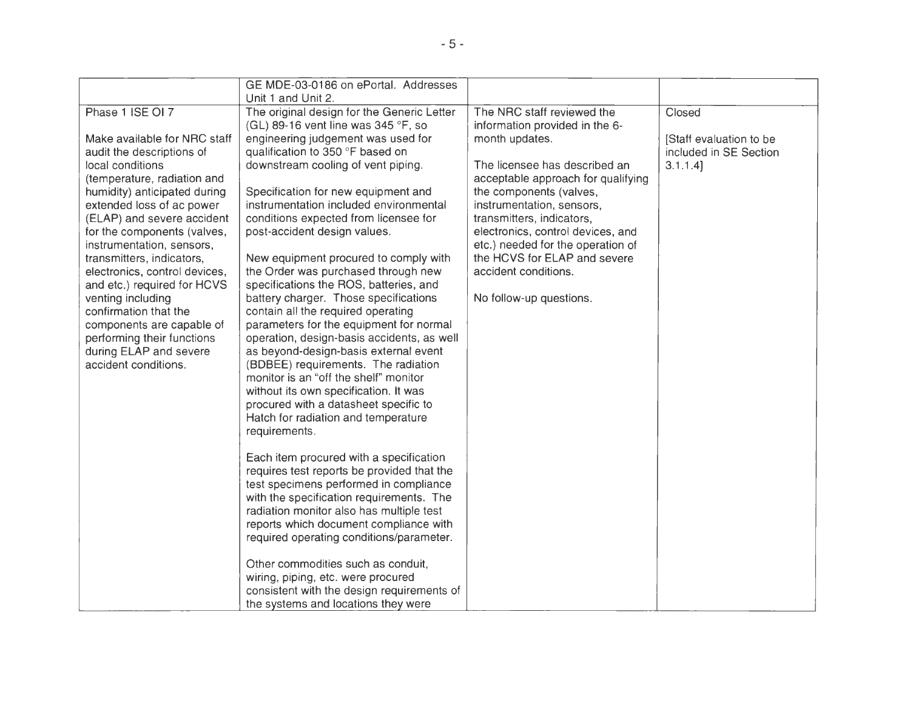| | | | |
|---|---|---|---|
| | GE MDE-03-0186 on ePortal. Addresses Unit 1 and Unit 2. | | |
| Phase 1 ISE OI 7<br><br>Make available for NRC staff audit the descriptions of local conditions (temperature, radiation and humidity) anticipated during extended loss of ac power (ELAP) and severe accident for the components (valves, instrumentation, sensors, transmitters, indicators, electronics, control devices, and etc.) required for HCVS venting including confirmation that the components are capable of performing their functions during ELAP and severe accident conditions. | The original design for the Generic Letter (GL) 89-16 vent line was 345 °F, so engineering judgement was used for qualification to 350 °F based on downstream cooling of vent piping.<br><br>Specification for new equipment and instrumentation included environmental conditions expected from licensee for post-accident design values.<br><br>New equipment procured to comply with the Order was purchased through new specifications the ROS, batteries, and battery charger. Those specifications contain all the required operating parameters for the equipment for normal operation, design-basis accidents, as well as beyond-design-basis external event (BDBEE) requirements. The radiation monitor is an "off the shelf" monitor without its own specification. It was procured with a datasheet specific to Hatch for radiation and temperature requirements.<br><br>Each item procured with a specification requires test reports be provided that the test specimens performed in compliance with the specification requirements. The radiation monitor also has multiple test reports which document compliance with required operating conditions/parameter.<br><br>Other commodities such as conduit, wiring, piping, etc. were procured consistent with the design requirements of the systems and locations they were | The NRC staff reviewed the information provided in the 6-month updates.<br><br>The licensee has described an acceptable approach for qualifying the components (valves, instrumentation, sensors, transmitters, indicators, electronics, control devices, and etc.) needed for the operation of the HCVS for ELAP and severe accident conditions.<br><br>No follow-up questions. | Closed<br><br>[Staff evaluation to be included in SE Section 3.1.1.4] |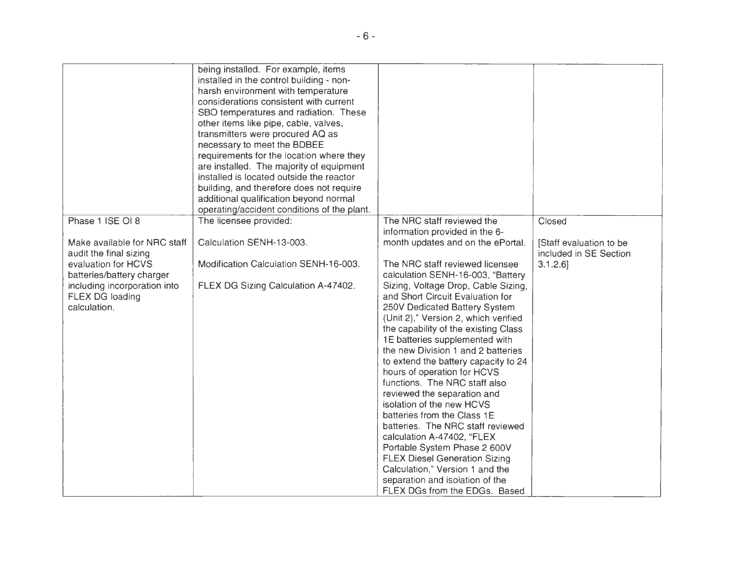|  |  |  |  |
|---|---|---|---|
|  | being installed. For example, items installed in the control building - non-harsh environment with temperature considerations consistent with current SBO temperatures and radiation. These other items like pipe, cable, valves, transmitters were procured AQ as necessary to meet the BDBEE requirements for the location where they are installed. The majority of equipment installed is located outside the reactor building, and therefore does not require additional qualification beyond normal operating/accident conditions of the plant. |  |  |
| Phase 1 ISE OI 8<br><br>Make available for NRC staff audit the final sizing evaluation for HCVS batteries/battery charger including incorporation into FLEX DG loading calculation. | The licensee provided:<br><br>Calculation SENH-13-003.<br><br>Modification Calculation SENH-16-003.<br><br>FLEX DG Sizing Calculation A-47402. | The NRC staff reviewed the information provided in the 6-month updates and on the ePortal.<br><br>The NRC staff reviewed licensee calculation SENH-16-003, "Battery Sizing, Voltage Drop, Cable Sizing, and Short Circuit Evaluation for 250V Dedicated Battery System (Unit 2)," Version 2, which verified the capability of the existing Class 1E batteries supplemented with the new Division 1 and 2 batteries to extend the battery capacity to 24 hours of operation for HCVS functions. The NRC staff also reviewed the separation and isolation of the new HCVS batteries from the Class 1E batteries. The NRC staff reviewed calculation A-47402, "FLEX Portable System Phase 2 600V FLEX Diesel Generation Sizing Calculation," Version 1 and the separation and isolation of the FLEX DGs from the EDGs. Based | Closed<br><br>[Staff evaluation to be included in SE Section 3.1.2.6] |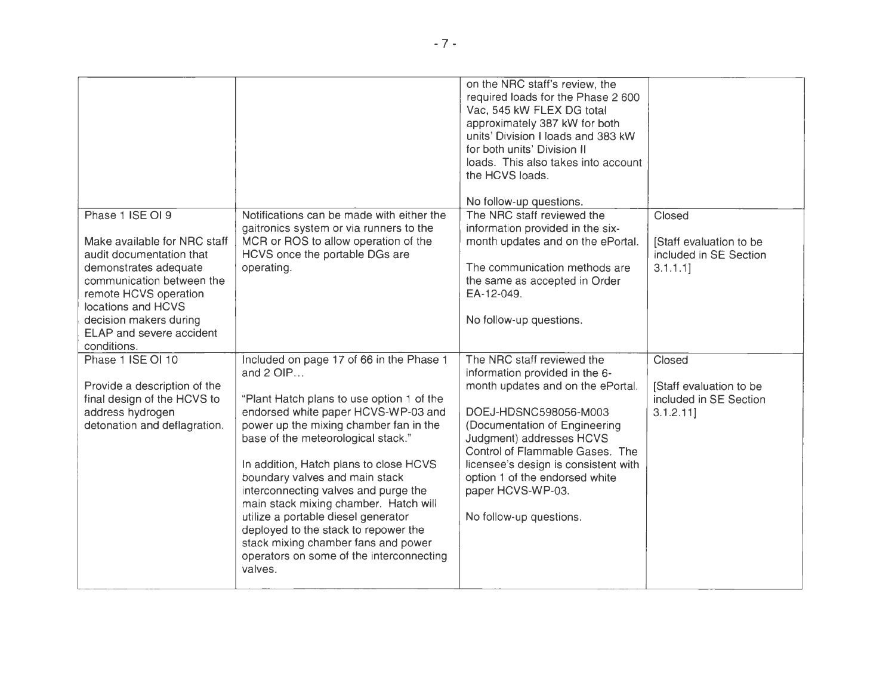| | | on the NRC staff's review, the required loads for the Phase 2 600 Vac, 545 kW FLEX DG total approximately 387 kW for both units' Division I loads and 383 kW for both units' Division II loads. This also takes into account the HCVS loads.<br><br>No follow-up questions. | |
|---|---|---|---|
| Phase 1 ISE OI 9<br><br>Make available for NRC staff audit documentation that demonstrates adequate communication between the remote HCVS operation locations and HCVS decision makers during ELAP and severe accident conditions. | Notifications can be made with either the gaitronics system or via runners to the MCR or ROS to allow operation of the HCVS once the portable DGs are operating. | The NRC staff reviewed the information provided in the six-month updates and on the ePortal.<br><br>The communication methods are the same as accepted in Order EA-12-049.<br><br>No follow-up questions. | Closed<br><br>[Staff evaluation to be included in SE Section 3.1.1.1] |
| Phase 1 ISE OI 10<br><br>Provide a description of the final design of the HCVS to address hydrogen detonation and deflagration. | Included on page 17 of 66 in the Phase 1 and 2 OIP…<br><br>"Plant Hatch plans to use option 1 of the endorsed white paper HCVS-WP-03 and power up the mixing chamber fan in the base of the meteorological stack."<br><br>In addition, Hatch plans to close HCVS boundary valves and main stack interconnecting valves and purge the main stack mixing chamber. Hatch will utilize a portable diesel generator deployed to the stack to repower the stack mixing chamber fans and power operators on some of the interconnecting valves. | The NRC staff reviewed the information provided in the 6-month updates and on the ePortal.<br><br>DOEJ-HDSNC598056-M003 (Documentation of Engineering Judgment) addresses HCVS Control of Flammable Gases. The licensee's design is consistent with option 1 of the endorsed white paper HCVS-WP-03.<br><br>No follow-up questions. | Closed<br><br>[Staff evaluation to be included in SE Section 3.1.2.11] |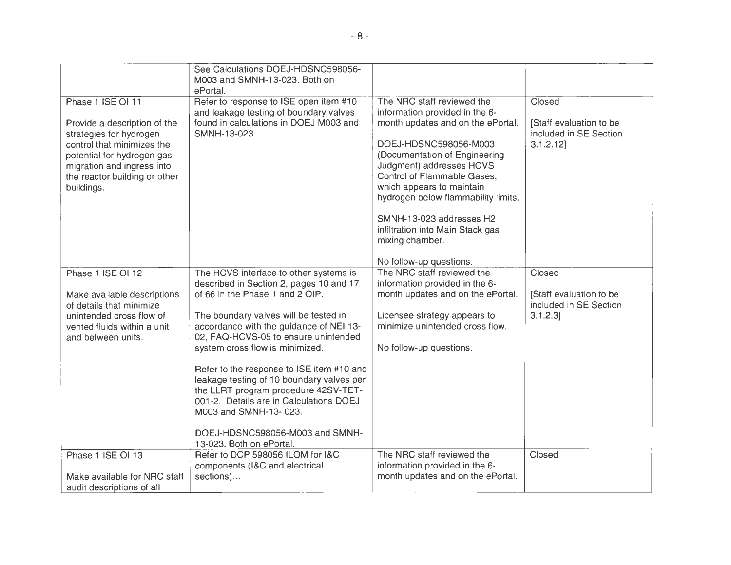| | | | |
|---|---|---|---|
| | See Calculations DOEJ-HDSNC598056-M003 and SMNH-13-023. Both on ePortal. | | |
| Phase 1 ISE OI 11<br><br>Provide a description of the strategies for hydrogen control that minimizes the potential for hydrogen gas migration and ingress into the reactor building or other buildings. | Refer to response to ISE open item #10 and leakage testing of boundary valves found in calculations in DOEJ M003 and SMNH-13-023. | The NRC staff reviewed the information provided in the 6-month updates and on the ePortal.<br><br>DOEJ-HDSNC598056-M003 (Documentation of Engineering Judgment) addresses HCVS Control of Flammable Gases, which appears to maintain hydrogen below flammability limits.<br><br>SMNH-13-023 addresses H2 infiltration into Main Stack gas mixing chamber.<br><br>No follow-up questions. | Closed<br><br>[Staff evaluation to be included in SE Section 3.1.2.12] |
| Phase 1 ISE OI 12<br><br>Make available descriptions of details that minimize unintended cross flow of vented fluids within a unit and between units. | The HCVS interface to other systems is described in Section 2, pages 10 and 17 of 66 in the Phase 1 and 2 OIP.<br><br>The boundary valves will be tested in accordance with the guidance of NEI 13-02, FAQ-HCVS-05 to ensure unintended system cross flow is minimized.<br><br>Refer to the response to ISE item #10 and leakage testing of 10 boundary valves per the LLRT program procedure 42SV-TET-001-2. Details are in Calculations DOEJ M003 and SMNH-13- 023.<br><br>DOEJ-HDSNC598056-M003 and SMNH-13-023. Both on ePortal. | The NRC staff reviewed the information provided in the 6-month updates and on the ePortal.<br><br>Licensee strategy appears to minimize unintended cross flow.<br><br>No follow-up questions. | Closed<br><br>[Staff evaluation to be included in SE Section 3.1.2.3] |
| Phase 1 ISE OI 13<br><br>Make available for NRC staff audit descriptions of all | Refer to DCP 598056 ILOM for I&C components (I&C and electrical sections)... | The NRC staff reviewed the information provided in the 6-month updates and on the ePortal. | Closed |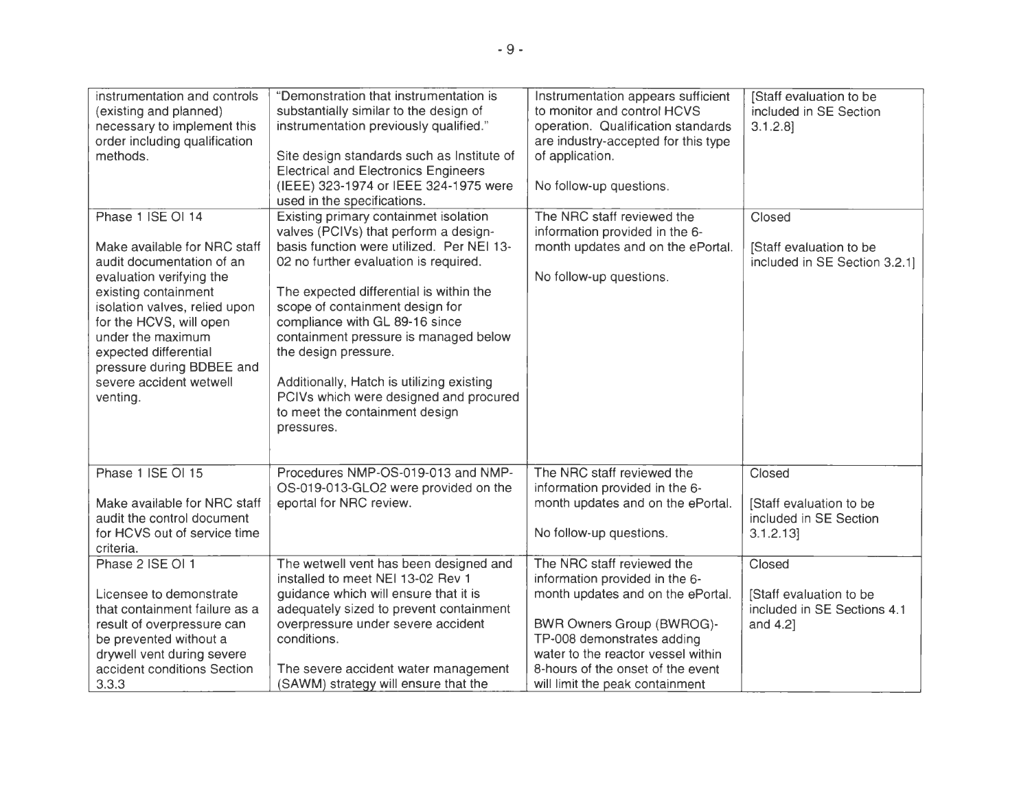| | | | |
|---|---|---|---|
| instrumentation and controls (existing and planned) necessary to implement this order including qualification methods. | "Demonstration that instrumentation is substantially similar to the design of instrumentation previously qualified."<br><br>Site design standards such as Institute of Electrical and Electronics Engineers (IEEE) 323-1974 or IEEE 324-1975 were used in the specifications. | Instrumentation appears sufficient to monitor and control HCVS operation. Qualification standards are industry-accepted for this type of application.<br><br>No follow-up questions. | [Staff evaluation to be included in SE Section 3.1.2.8] |
| Phase 1 ISE OI 14<br><br>Make available for NRC staff audit documentation of an evaluation verifying the existing containment isolation valves, relied upon for the HCVS, will open under the maximum expected differential pressure during BDBEE and severe accident wetwell venting. | Existing primary containmet isolation valves (PCIVs) that perform a design-basis function were utilized. Per NEI 13-02 no further evaluation is required.<br><br>The expected differential is within the scope of containment design for compliance with GL 89-16 since containment pressure is managed below the design pressure.<br><br>Additionally, Hatch is utilizing existing PCIVs which were designed and procured to meet the containment design pressures. | The NRC staff reviewed the information provided in the 6-month updates and on the ePortal.<br><br>No follow-up questions. | Closed<br><br>[Staff evaluation to be included in SE Section 3.2.1] |
| Phase 1 ISE OI 15<br><br>Make available for NRC staff audit the control document for HCVS out of service time criteria. | Procedures NMP-OS-019-013 and NMP-OS-019-013-GLO2 were provided on the eportal for NRC review. | The NRC staff reviewed the information provided in the 6-month updates and on the ePortal.<br><br>No follow-up questions. | Closed<br><br>[Staff evaluation to be included in SE Section 3.1.2.13] |
| Phase 2 ISE OI 1<br><br>Licensee to demonstrate that containment failure as a result of overpressure can be prevented without a drywell vent during severe accident conditions Section 3.3.3 | The wetwell vent has been designed and installed to meet NEI 13-02 Rev 1 guidance which will ensure that it is adequately sized to prevent containment overpressure under severe accident conditions.<br><br>The severe accident water management (SAWM) strategy will ensure that the | The NRC staff reviewed the information provided in the 6-month updates and on the ePortal.<br><br>BWR Owners Group (BWROG)-TP-008 demonstrates adding water to the reactor vessel within 8-hours of the onset of the event will limit the peak containment | Closed<br><br>[Staff evaluation to be included in SE Sections 4.1 and 4.2] |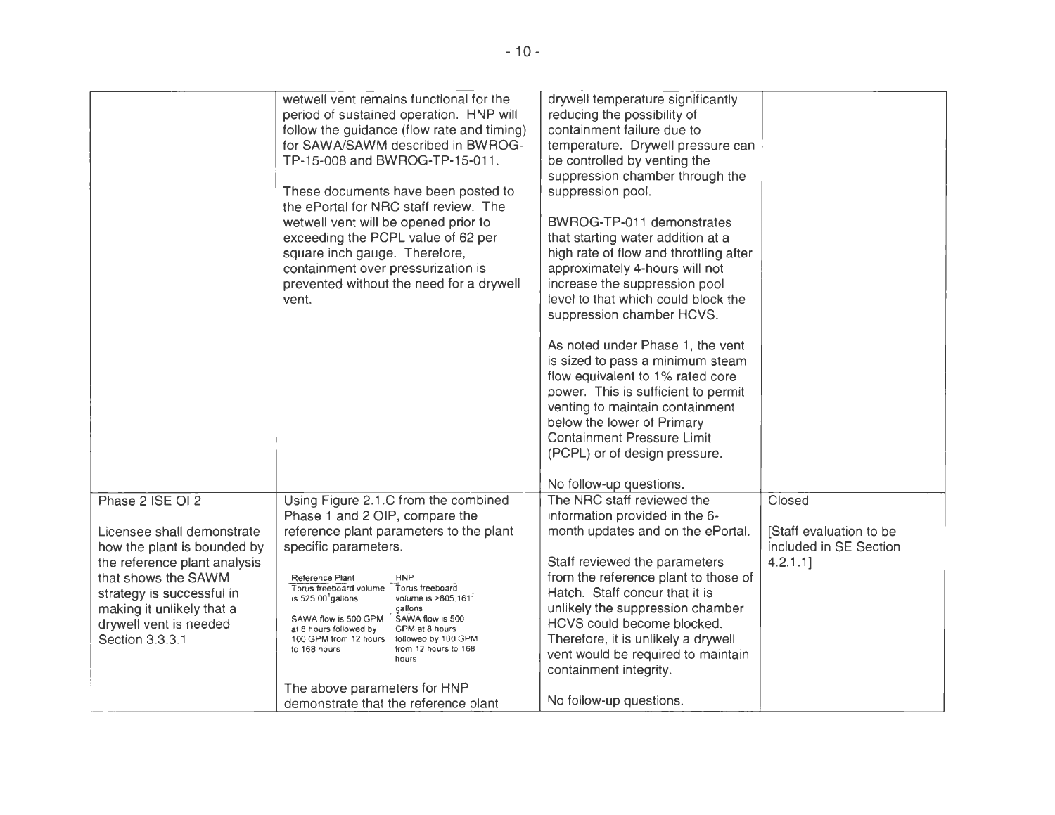| | | | |
|---|---|---|---|
| | wetwell vent remains functional for the period of sustained operation. HNP will follow the guidance (flow rate and timing) for SAWA/SAWM described in BWROG-TP-15-008 and BWROG-TP-15-011.<br><br>These documents have been posted to the ePortal for NRC staff review. The wetwell vent will be opened prior to exceeding the PCPL value of 62 per square inch gauge. Therefore, containment over pressurization is prevented without the need for a drywell vent. | drywell temperature significantly reducing the possibility of containment failure due to temperature. Drywell pressure can be controlled by venting the suppression chamber through the suppression pool.<br><br>BWROG-TP-011 demonstrates that starting water addition at a high rate of flow and throttling after approximately 4-hours will not increase the suppression pool level to that which could block the suppression chamber HCVS.<br><br>As noted under Phase 1, the vent is sized to pass a minimum steam flow equivalent to 1% rated core power. This is sufficient to permit venting to maintain containment below the lower of Primary Containment Pressure Limit (PCPL) or of design pressure.<br><br>No follow-up questions. | |
| Phase 2 ISE OI 2<br><br>Licensee shall demonstrate how the plant is bounded by the reference plant analysis that shows the SAWM strategy is successful in making it unlikely that a drywell vent is needed Section 3.3.3.1 | Using Figure 2.1.C from the combined Phase 1 and 2 OIP, compare the reference plant parameters to the plant specific parameters.<br><br>Reference Plant / HNP<br>Torus freeboard volume is 525,000 gallons / Torus freeboard volume is >805,161 gallons<br>SAWA flow is 500 GPM at 8 hours followed by 100 GPM from 12 hours to 168 hours / SAWA flow is 500 GPM at 8 hours followed by 100 GPM from 12 hours to 168 hours<br><br>The above parameters for HNP demonstrate that the reference plant | The NRC staff reviewed the information provided in the 6-month updates and on the ePortal.<br><br>Staff reviewed the parameters from the reference plant to those of Hatch. Staff concur that it is unlikely the suppression chamber HCVS could become blocked. Therefore, it is unlikely a drywell vent would be required to maintain containment integrity.<br><br>No follow-up questions. | Closed<br><br>[Staff evaluation to be included in SE Section 4.2.1.1] |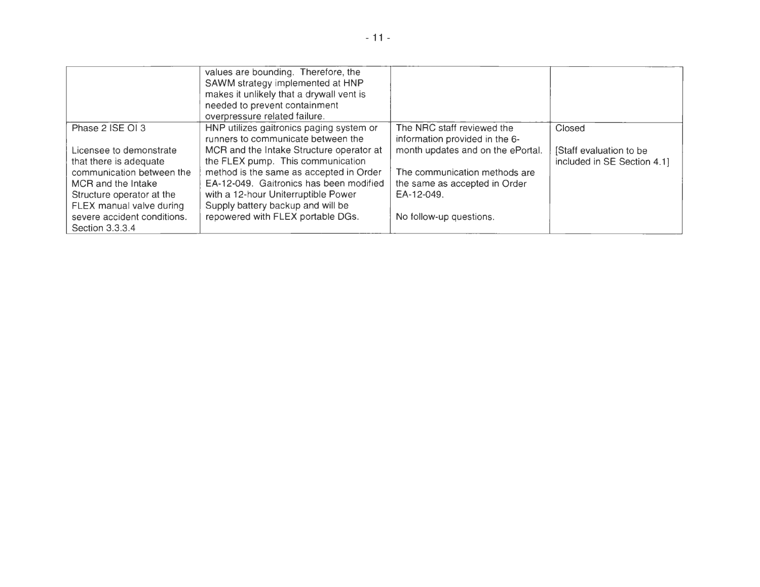| | | | |
|---|---|---|---|
| | values are bounding. Therefore, the SAWM strategy implemented at HNP makes it unlikely that a drywall vent is needed to prevent containment overpressure related failure. | | |
| Phase 2 ISE OI 3<br><br>Licensee to demonstrate that there is adequate communication between the MCR and the Intake Structure operator at the FLEX manual valve during severe accident conditions. Section 3.3.3.4 | HNP utilizes gaitronics paging system or runners to communicate between the MCR and the Intake Structure operator at the FLEX pump. This communication method is the same as accepted in Order EA-12-049. Gaitronics has been modified with a 12-hour Uniterruptible Power Supply battery backup and will be repowered with FLEX portable DGs. | The NRC staff reviewed the information provided in the 6-month updates and on the ePortal.<br><br>The communication methods are the same as accepted in Order EA-12-049.<br><br>No follow-up questions. | Closed<br><br>[Staff evaluation to be included in SE Section 4.1] |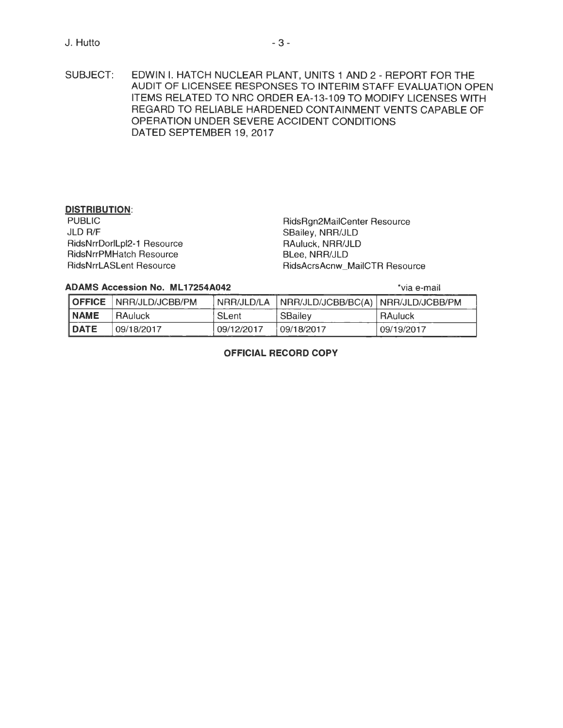SUBJECT: EDWIN I. HATCH NUCLEAR PLANT, UNITS 1 AND 2 - REPORT FOR THE AUDIT OF LICENSEE RESPONSES TO INTERIM STAFF EVALUATION OPEN ITEMS RELATED TO NRC ORDER EA-13-109 TO MODIFY LICENSES WITH REGARD TO RELIABLE HARDENED CONTAINMENT VENTS CAPABLE OF OPERATION UNDER SEVERE ACCIDENT CONDITIONS DATED SEPTEMBER 19, 2017

**DISTRIBUTION**:

PUBLIC
JLD R/F
RidsNrrDorlLpl2-1 Resource
RidsNrrPMHatch Resource
RidsNrrLASLent Resource
RidsRgn2MailCenter Resource
SBailey, NRR/JLD
RAuluck, NRR/JLD
BLee, NRR/JLD
RidsAcrsAcnw_MailCTR Resource

**ADAMS Accession No. ML17254A042** *via e-mail

| **OFFICE** | NRR/JLD/JCBB/PM | NRR/JLD/LA | NRR/JLD/JCBB/BC(A) | NRR/JLD/JCBB/PM |
|---|---|---|---|---|
| **NAME** | RAuluck | SLent | SBailey | RAuluck |
| **DATE** | 09/18/2017 | 09/12/2017 | 09/18/2017 | 09/19/2017 |

**OFFICIAL RECORD COPY**